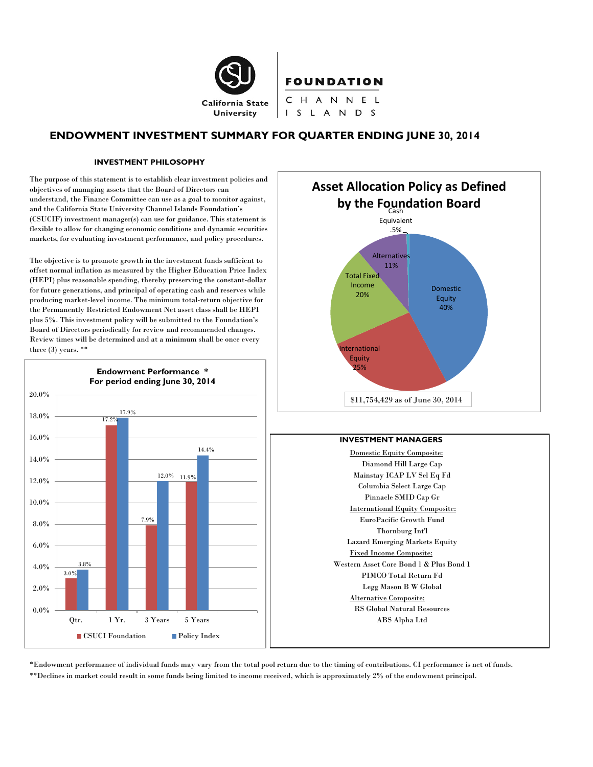California State University

FOUNDATION
CHANNEL ISLANDS

# ENDOWMENT INVESTMENT SUMMARY FOR QUARTER ENDING JUNE 30, 2014

## INVESTMENT PHILOSOPHY

The purpose of this statement is to establish clear investment policies and objectives of managing assets that the Board of Directors can understand, the Finance Committee can use as a goal to monitor against, and the California State University Channel Islands Foundation's (CSUCIF) investment manager(s) can use for guidance. This statement is flexible to allow for changing economic conditions and dynamic securities markets, for evaluating investment performance, and policy procedures.

The objective is to promote growth in the investment funds sufficient to offset normal inflation as measured by the Higher Education Price Index (HEPI) plus reasonable spending, thereby preserving the constant-dollar for future generations, and principal of operating cash and reserves while producing market-level income. The minimum total-return objective for the Permanently Restricted Endowment Net asset class shall be HEPI plus 5%. This investment policy will be submitted to the Foundation's Board of Directors periodically for review and recommended changes. Review times will be determined and at a minimum shall be once every three (3) years. **

### Endowment Performance *
### For period ending June 30, 2014

| Period | CSUCI Foundation | Policy Index |
|---|---|---|
| Qtr. | 3.0% | 3.8% |
| 1 Yr. | 17.2% | 17.9% |
| 3 Years | 7.9% | 12.0% |
| 5 Years | 11.9% | 14.4% |

### Asset Allocation Policy as Defined by the Foundation Board

| Asset Class | Allocation |
|---|---|
| Domestic Equity | 40% |
| International Equity | 25% |
| Total Fixed Income | 20% |
| Alternatives | 11% |
| Cash Equivalent | .5% |

$11,754,429 as of June 30, 2014

### INVESTMENT MANAGERS

Domestic Equity Composite:
- Diamond Hill Large Cap
- Mainstay ICAP LV Sel Eq Fd
- Columbia Select Large Cap
- Pinnacle SMID Cap Gr

International Equity Composite:
- EuroPacific Growth Fund
- Thornburg Int'l
- Lazard Emerging Markets Equity

Fixed Income Composite:
- Western Asset Core Bond 1 & Plus Bond 1
- PIMCO Total Return Fd
- Legg Mason B W Global

Alternative Composite:
- RS Global Natural Resources
- ABS Alpha Ltd

*Endowment performance of individual funds may vary from the total pool return due to the timing of contributions. CI performance is net of funds.

**Declines in market could result in some funds being limited to income received, which is approximately 2% of the endowment principal.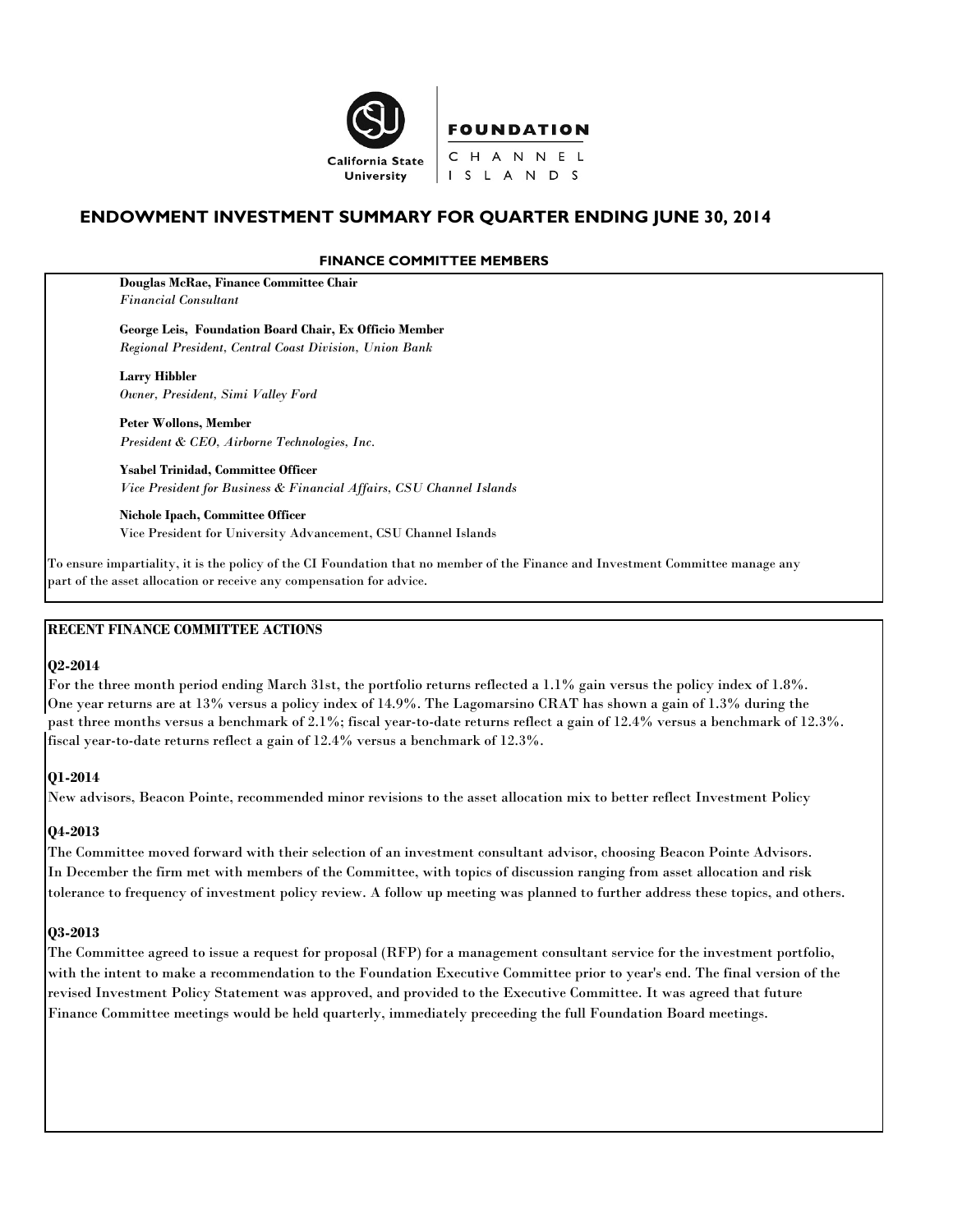California State University | FOUNDATION CHANNEL ISLANDS

## ENDOWMENT INVESTMENT SUMMARY FOR QUARTER ENDING JUNE 30, 2014

### FINANCE COMMITTEE MEMBERS

**Douglas McRae, Finance Committee Chair**
*Financial Consultant*

**George Leis, Foundation Board Chair, Ex Officio Member**
*Regional President, Central Coast Division, Union Bank*

**Larry Hibbler**
*Owner, President, Simi Valley Ford*

**Peter Wollons, Member**
*President & CEO, Airborne Technologies, Inc.*

**Ysabel Trinidad, Committee Officer**
*Vice President for Business & Financial Affairs, CSU Channel Islands*

**Nichole Ipach, Committee Officer**
Vice President for University Advancement, CSU Channel Islands

To ensure impartiality, it is the policy of the CI Foundation that no member of the Finance and Investment Committee manage any part of the asset allocation or receive any compensation for advice.

### RECENT FINANCE COMMITTEE ACTIONS

**Q2-2014**

For the three month period ending March 31st, the portfolio returns reflected a 1.1% gain versus the policy index of 1.8%. One year returns are at 13% versus a policy index of 14.9%. The Lagomarsino CRAT has shown a gain of 1.3% during the past three months versus a benchmark of 2.1%; fiscal year-to-date returns reflect a gain of 12.4% versus a benchmark of 12.3%. fiscal year-to-date returns reflect a gain of 12.4% versus a benchmark of 12.3%.

**Q1-2014**

New advisors, Beacon Pointe, recommended minor revisions to the asset allocation mix to better reflect Investment Policy

**Q4-2013**

The Committee moved forward with their selection of an investment consultant advisor, choosing Beacon Pointe Advisors. In December the firm met with members of the Committee, with topics of discussion ranging from asset allocation and risk tolerance to frequency of investment policy review. A follow up meeting was planned to further address these topics, and others.

**Q3-2013**

The Committee agreed to issue a request for proposal (RFP) for a management consultant service for the investment portfolio, with the intent to make a recommendation to the Foundation Executive Committee prior to year's end. The final version of the revised Investment Policy Statement was approved, and provided to the Executive Committee. It was agreed that future Finance Committee meetings would be held quarterly, immediately preceeding the full Foundation Board meetings.